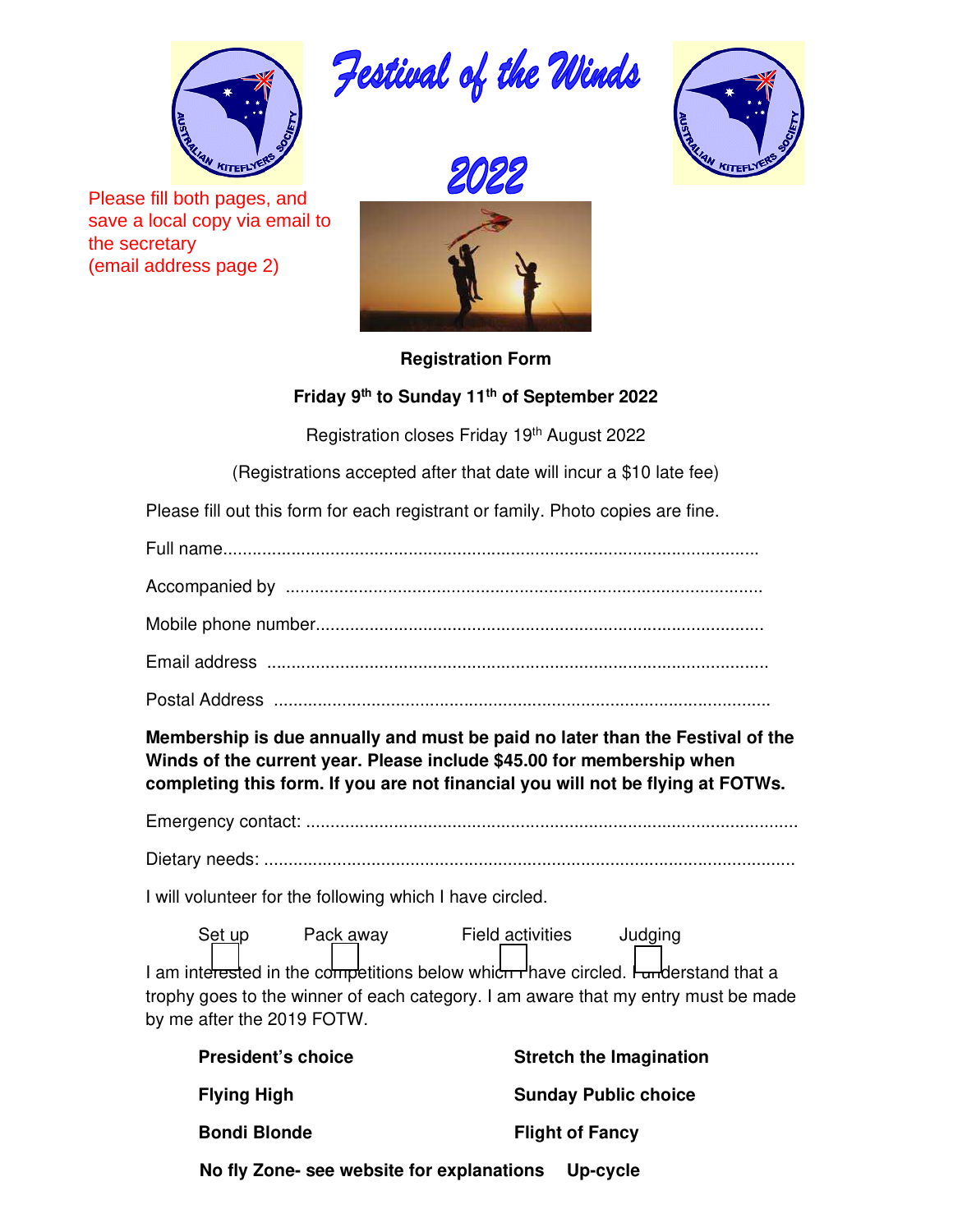# Festival of the Winds

# 2022

Please fill both pages, and save a local copy via email to the secretary (email address page 2)

**Registration Form**

**Friday 9th to Sunday 11th of September 2022**

Registration closes Friday 19th August 2022

(Registrations accepted after that date will incur a $10 late fee)

Please fill out this form for each registrant or family. Photo copies are fine.

Full name............................................................................................................

Accompanied by .................................................................................................

Mobile phone number...........................................................................................

Email address ....................................................................................................

Postal Address ...................................................................................................

**Membership is due annually and must be paid no later than the Festival of the Winds of the current year. Please include $45.00 for membership when completing this form. If you are not financial you will not be flying at FOTWs.**

Emergency contact: ...................................................................................................

Dietary needs: ...........................................................................................................

I will volunteer for the following which I have circled.

Set up ☐ Pack away ☐ Field activities ☐ Judging ☐

I am interested in the competitions below which I have circled. I understand that a trophy goes to the winner of each category. I am aware that my entry must be made by me after the 2019 FOTW.

| | |
|---|---|
| **President's choice** | **Stretch the Imagination** |
| **Flying High** | **Sunday Public choice** |
| **Bondi Blonde** | **Flight of Fancy** |
| **No fly Zone- see website for explanations** | **Up-cycle** |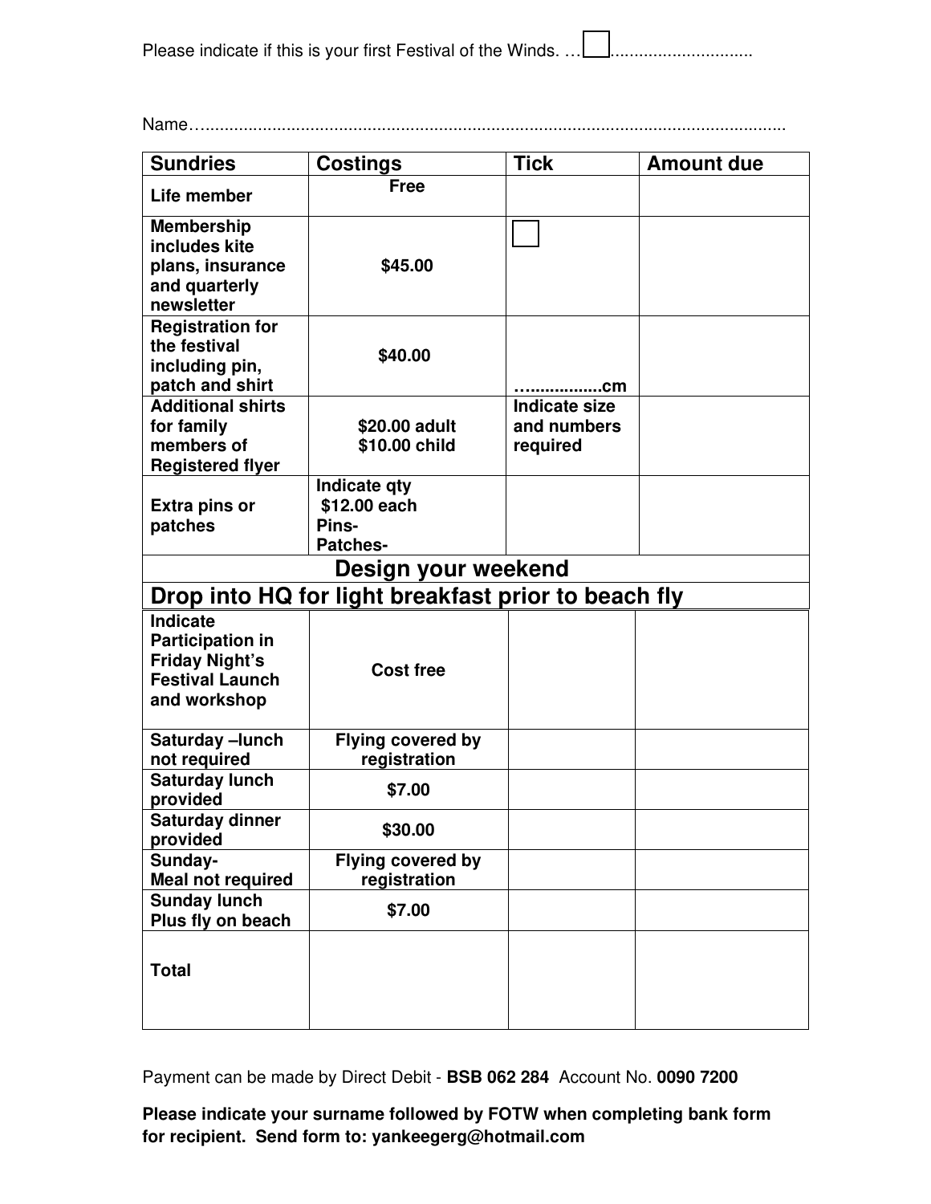Please indicate if this is your first Festival of the Winds. …☐.............................

Name…........................................................................................................................

| Sundries | Costings | Tick | Amount due |
|---|---|---|---|
| **Life member** | **Free** | | |
| **Membership includes kite plans, insurance and quarterly newsletter** | **$45.00** | ☐ | |
| **Registration for the festival including pin, patch and shirt** | **$40.00** | **….............cm** | |
| **Additional shirts for family members of Registered flyer** | **$20.00 adult** **$10.00 child** | **Indicate size and numbers required** | |
| **Extra pins or patches** | **Indicate qty** **$12.00 each** **Pins-** **Patches-** | | |
| **Design your weekend** | | | |
| **Drop into HQ for light breakfast prior to beach fly** | | | |
| **Indicate Participation in Friday Night's Festival Launch and workshop** | **Cost free** | | |
| **Saturday –lunch not required** | **Flying covered by registration** | | |
| **Saturday lunch provided** | **$7.00** | | |
| **Saturday dinner provided** | **$30.00** | | |
| **Sunday- Meal not required** | **Flying covered by registration** | | |
| **Sunday lunch Plus fly on beach** | **$7.00** | | |
| **Total** | | | |

Payment can be made by Direct Debit - **BSB 062 284** Account No. **0090 7200**

**Please indicate your surname followed by FOTW when completing bank form for recipient. Send form to: yankeegerg@hotmail.com**